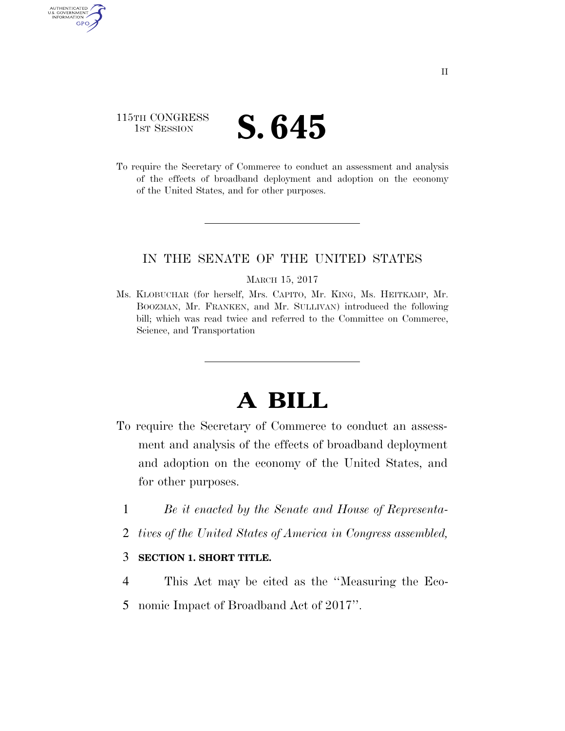115TH CONGRESS
1ST SESSION

# S. 645

To require the Secretary of Commerce to conduct an assessment and analysis of the effects of broadband deployment and adoption on the economy of the United States, and for other purposes.

---

IN THE SENATE OF THE UNITED STATES

MARCH 15, 2017

Ms. KLOBUCHAR (for herself, Mrs. CAPITO, Mr. KING, Ms. HEITKAMP, Mr. BOOZMAN, Mr. FRANKEN, and Mr. SULLIVAN) introduced the following bill; which was read twice and referred to the Committee on Commerce, Science, and Transportation

---

# A BILL

To require the Secretary of Commerce to conduct an assessment and analysis of the effects of broadband deployment and adoption on the economy of the United States, and for other purposes.

1 *Be it enacted by the Senate and House of Representa-*
2 *tives of the United States of America in Congress assembled,*

3 **SECTION 1. SHORT TITLE.**

4 This Act may be cited as the ''Measuring the Eco-
5 nomic Impact of Broadband Act of 2017''.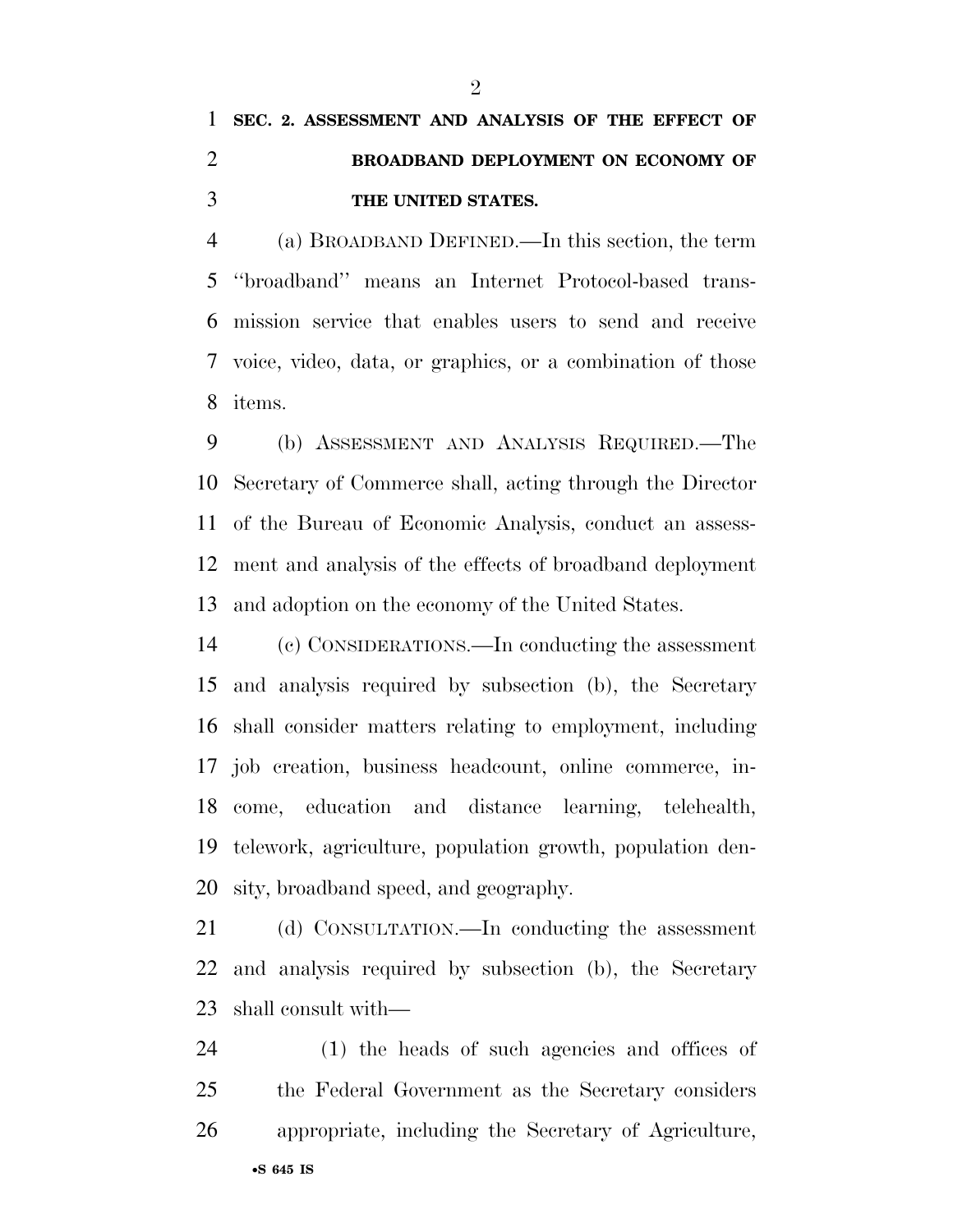## SEC. 2. ASSESSMENT AND ANALYSIS OF THE EFFECT OF BROADBAND DEPLOYMENT ON ECONOMY OF THE UNITED STATES.

(a) BROADBAND DEFINED.—In this section, the term "broadband" means an Internet Protocol-based transmission service that enables users to send and receive voice, video, data, or graphics, or a combination of those items.

(b) ASSESSMENT AND ANALYSIS REQUIRED.—The Secretary of Commerce shall, acting through the Director of the Bureau of Economic Analysis, conduct an assessment and analysis of the effects of broadband deployment and adoption on the economy of the United States.

(c) CONSIDERATIONS.—In conducting the assessment and analysis required by subsection (b), the Secretary shall consider matters relating to employment, including job creation, business headcount, online commerce, income, education and distance learning, telehealth, telework, agriculture, population growth, population density, broadband speed, and geography.

(d) CONSULTATION.—In conducting the assessment and analysis required by subsection (b), the Secretary shall consult with—

(1) the heads of such agencies and offices of the Federal Government as the Secretary considers appropriate, including the Secretary of Agriculture,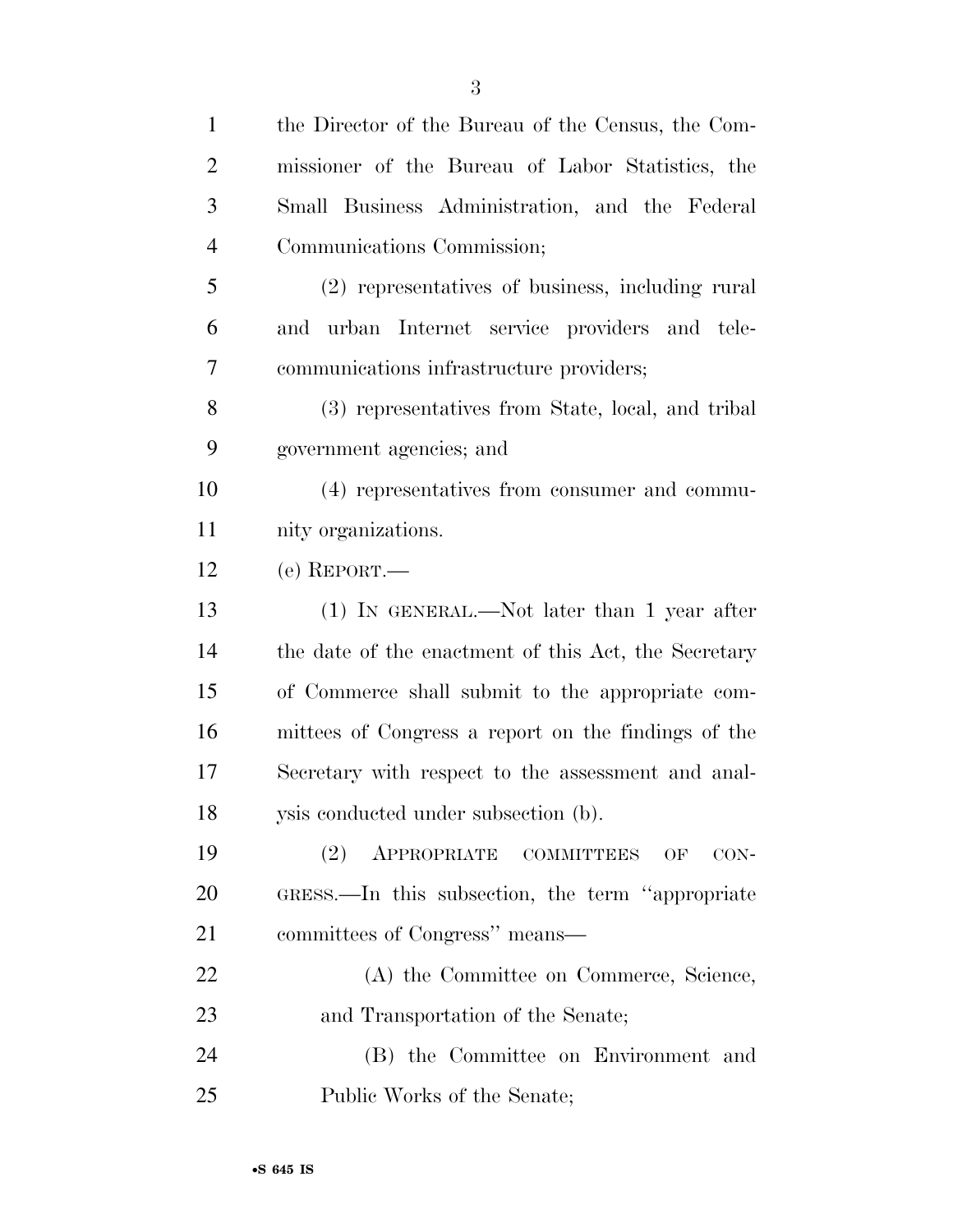the Director of the Bureau of the Census, the Commissioner of the Bureau of Labor Statistics, the Small Business Administration, and the Federal Communications Commission;

(2) representatives of business, including rural and urban Internet service providers and telecommunications infrastructure providers;

(3) representatives from State, local, and tribal government agencies; and

(4) representatives from consumer and community organizations.

(e) REPORT.—

(1) IN GENERAL.—Not later than 1 year after the date of the enactment of this Act, the Secretary of Commerce shall submit to the appropriate committees of Congress a report on the findings of the Secretary with respect to the assessment and analysis conducted under subsection (b).

(2) APPROPRIATE COMMITTEES OF CONGRESS.—In this subsection, the term ''appropriate committees of Congress'' means—

(A) the Committee on Commerce, Science, and Transportation of the Senate;

(B) the Committee on Environment and Public Works of the Senate;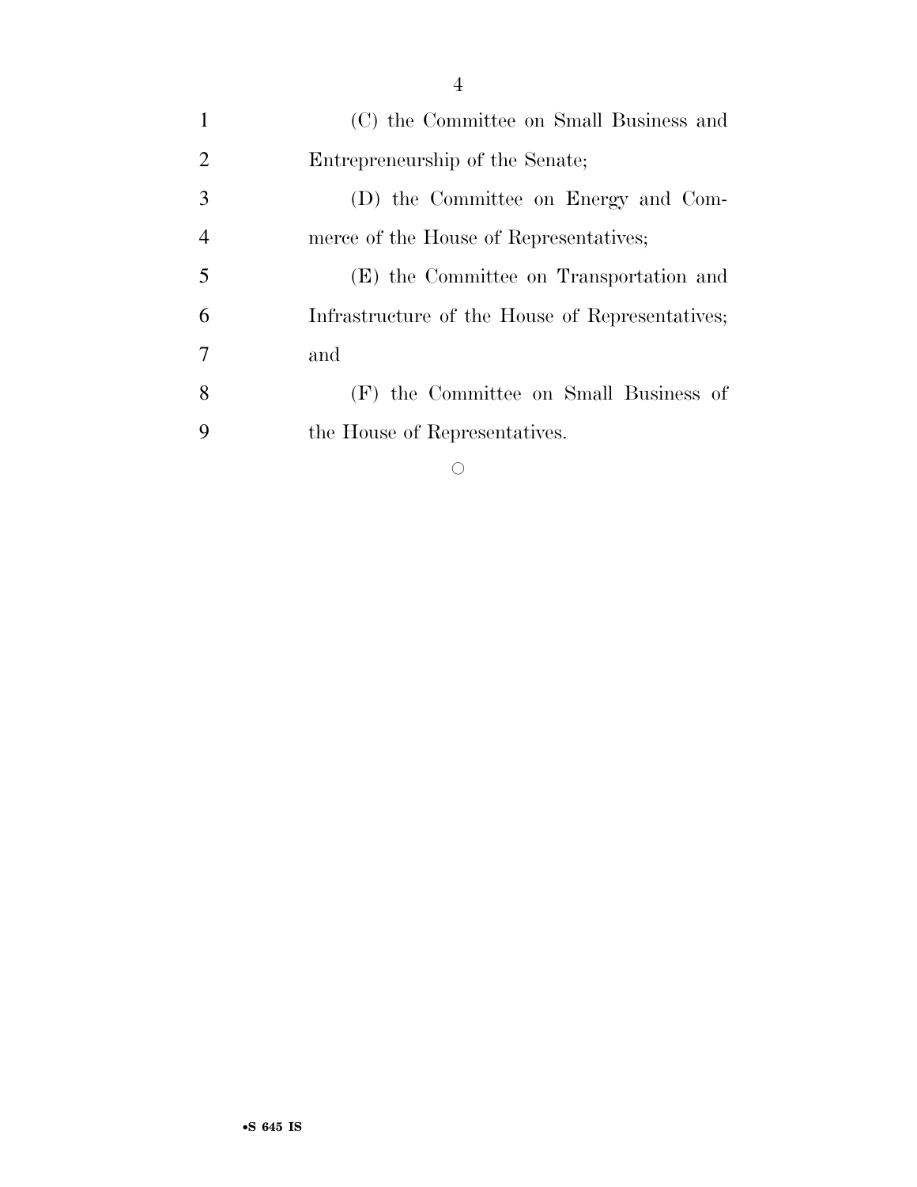(C) the Committee on Small Business and Entrepreneurship of the Senate;

(D) the Committee on Energy and Commerce of the House of Representatives;

(E) the Committee on Transportation and Infrastructure of the House of Representatives; and

(F) the Committee on Small Business of the House of Representatives.

○